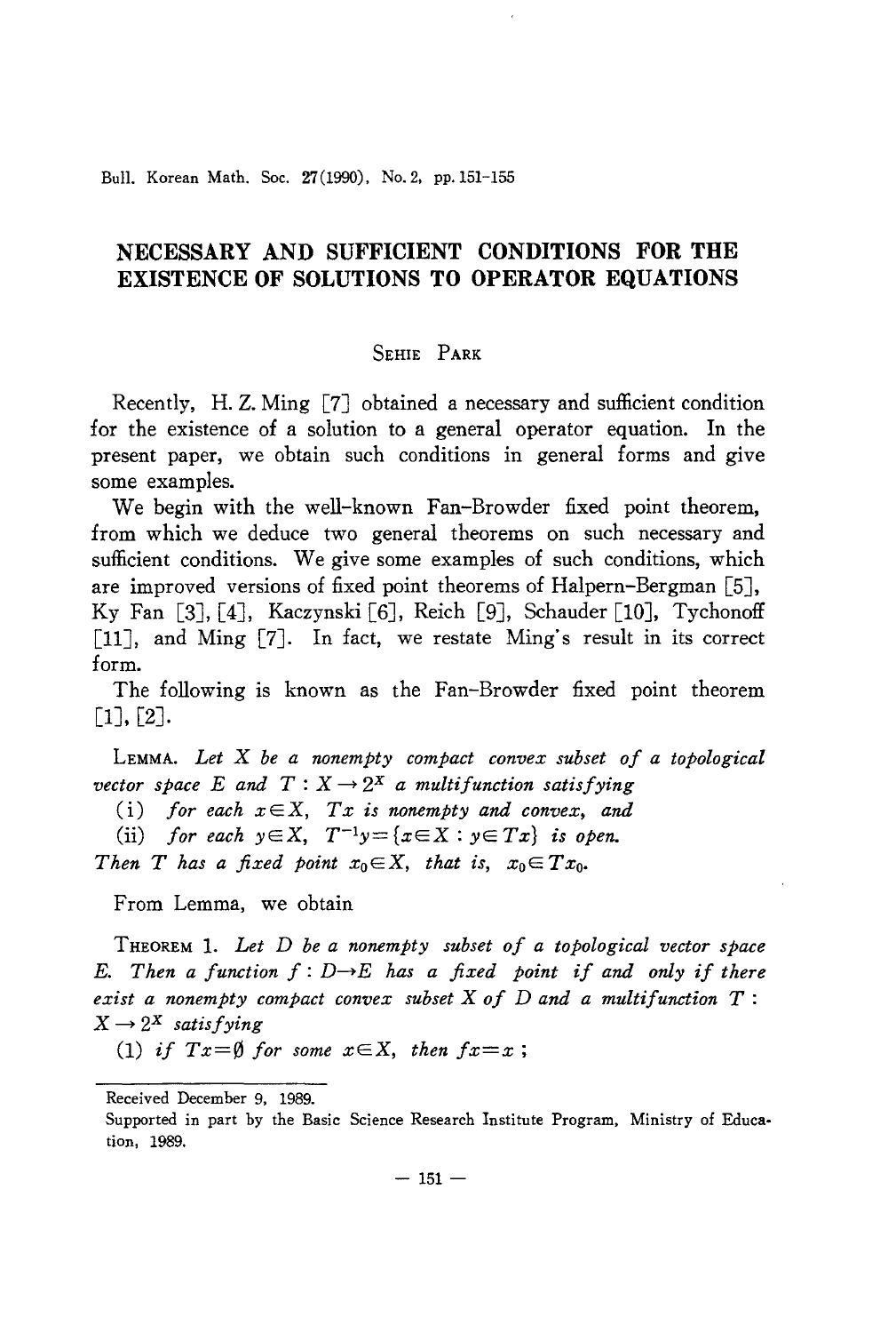# NECESSARY AND SUFFICIENT CONDITIONS FOR THE EXISTENCE OF SOLUTIONS TO OPERATOR EQUATIONS

SEHIE PARK

Recently, H. Z. Ming [7] obtained a necessary and sufficient condition for the existence of a solution to a general operator equation. In the present paper, we obtain such conditions in general forms and give some examples.

We begin with the well-known Fan-Browder fixed point theorem, from which we deduce two general theorems on such necessary and sufficient conditions. We give some examples of such conditions, which are improved versions of fixed point theorems of Halpern-Bergman [5], Ky Fan [3], [4], Kaczynski [6], Reich [9], Schauder [10], Tychonoff [11], and Ming [7]. In fact, we restate Ming's result in its correct form.

The following is known as the Fan-Browder fixed point theorem [1], [2].

LEMMA. *Let $X$ be a nonempty compact convex subset of a topological vector space $E$ and $T : X \to 2^X$ a multifunction satisfying*

(i) *for each $x \in X$, $Tx$ is nonempty and convex, and*

(ii) *for each $y \in X$, $T^{-1}y = \{x \in X : y \in Tx\}$ is open.*

*Then $T$ has a fixed point $x_0 \in X$, that is, $x_0 \in Tx_0$.*

From Lemma, we obtain

THEOREM 1. *Let $D$ be a nonempty subset of a topological vector space $E$. Then a function $f : D \to E$ has a fixed point if and only if there exist a nonempty compact convex subset $X$ of $D$ and a multifunction $T : X \to 2^X$ satisfying*

(1) *if $Tx = \emptyset$ for some $x \in X$, then $fx = x$ ;*

Received December 9, 1989.

Supported in part by the Basic Science Research Institute Program, Ministry of Education, 1989.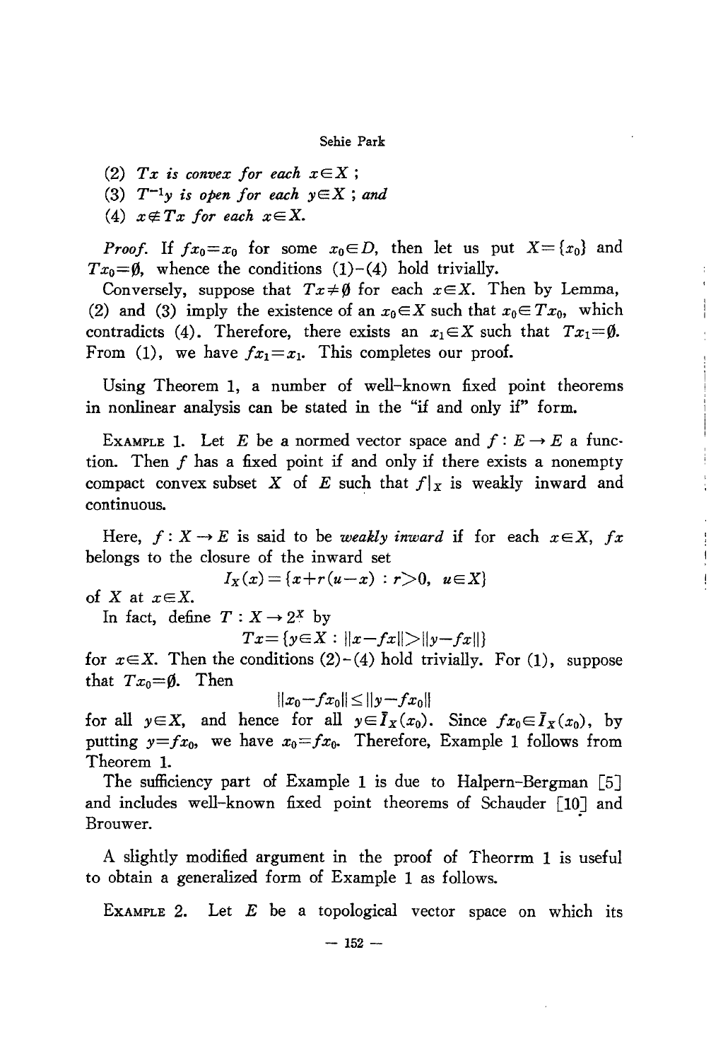(2) *$Tx$ is convex for each $x \in X$ ;*

(3) *$T^{-1}y$ is open for each $y \in X$ ; and*

(4) *$x \notin Tx$ for each $x \in X$.*

*Proof.* If $fx_0 = x_0$ for some $x_0 \in D$, then let us put $X = \{x_0\}$ and $Tx_0 = \emptyset$, whence the conditions (1)-(4) hold trivially.

Conversely, suppose that $Tx \neq \emptyset$ for each $x \in X$. Then by Lemma, (2) and (3) imply the existence of an $x_0 \in X$ such that $x_0 \in Tx_0$, which contradicts (4). Therefore, there exists an $x_1 \in X$ such that $Tx_1 = \emptyset$. From (1), we have $fx_1 = x_1$. This completes our proof.

Using Theorem 1, a number of well-known fixed point theorems in nonlinear analysis can be stated in the "if and only if" form.

Example 1. Let $E$ be a normed vector space and $f : E \to E$ a function. Then $f$ has a fixed point if and only if there exists a nonempty compact convex subset $X$ of $E$ such that $f|_X$ is weakly inward and continuous.

Here, $f : X \to E$ is said to be *weakly inward* if for each $x \in X$, $fx$ belongs to the closure of the inward set

$$I_X(x) = \{x + r(u - x) : r > 0, \ u \in X\}$$

of $X$ at $x \in X$.

In fact, define $T : X \to 2^X$ by

$$Tx = \{y \in X : \|x - fx\| > \|y - fx\|\}$$

for $x \in X$. Then the conditions (2)-(4) hold trivially. For (1), suppose that $Tx_0 = \emptyset$. Then

$$\|x_0 - fx_0\| \leq \|y - fx_0\|$$

for all $y \in X$, and hence for all $y \in \bar{I}_X(x_0)$. Since $fx_0 \in \bar{I}_X(x_0)$, by putting $y = fx_0$, we have $x_0 = fx_0$. Therefore, Example 1 follows from Theorem 1.

The sufficiency part of Example 1 is due to Halpern-Bergman [5] and includes well-known fixed point theorems of Schauder [10] and Brouwer.

A slightly modified argument in the proof of Theorrm 1 is useful to obtain a generalized form of Example 1 as follows.

Example 2. Let $E$ be a topological vector space on which its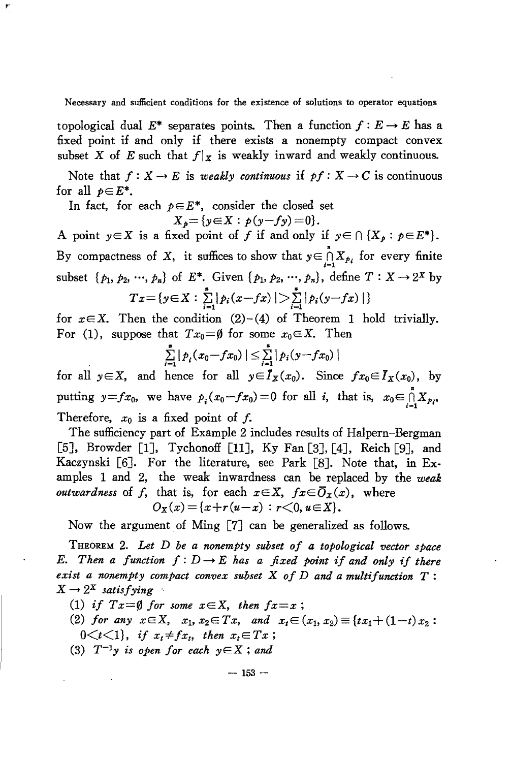topological dual $E^*$ separates points. Then a function $f: E \to E$ has a fixed point if and only if there exists a nonempty compact convex subset $X$ of $E$ such that $f|_X$ is weakly inward and weakly continuous.

Note that $f: X \to E$ is *weakly continuous* if $pf: X \to C$ is continuous for all $p \in E^*$.

In fact, for each $p \in E^*$, consider the closed set

$$X_p = \{y \in X : p(y - fy) = 0\}.$$

A point $y \in X$ is a fixed point of $f$ if and only if $y \in \cap \{X_p : p \in E^*\}$. By compactness of $X$, it suffices to show that $y \in \bigcap_{i=1}^{n} X_{p_i}$ for every finite subset $\{p_1, p_2, \cdots, p_n\}$ of $E^*$. Given $\{p_1, p_2, \cdots, p_n\}$, define $T: X \to 2^X$ by

$$Tx = \{y \in X : \sum_{i=1}^{n} |p_i(x - fx)| > \sum_{i=1}^{n} |p_i(y - fx)|\}$$

for $x \in X$. Then the condition (2)-(4) of Theorem 1 hold trivially. For (1), suppose that $Tx_0 = \emptyset$ for some $x_0 \in X$. Then

$$\sum_{i=1}^{n} |p_i(x_0 - fx_0)| \leq \sum_{i=1}^{n} |p_i(y - fx_0)|$$

for all $y \in X$, and hence for all $y \in \bar{I}_X(x_0)$. Since $fx_0 \in \bar{I}_X(x_0)$, by putting $y = fx_0$, we have $p_i(x_0 - fx_0) = 0$ for all $i$, that is, $x_0 \in \bigcap_{i=1}^{n} X_{p_i}$. Therefore, $x_0$ is a fixed point of $f$.

The sufficiency part of Example 2 includes results of Halpern-Bergman [5], Browder [1], Tychonoff [11], Ky Fan [3], [4], Reich [9], and Kaczynski [6]. For the literature, see Park [8]. Note that, in Examples 1 and 2, the weak inwardness can be replaced by the *weak outwardness* of $f$, that is, for each $x \in X$, $fx \in \bar{O}_X(x)$, where

$$O_X(x) = \{x + r(u - x) : r < 0, u \in X\}.$$

Now the argument of Ming [7] can be generalized as follows.

**Theorem 2.** *Let $D$ be a nonempty subset of a topological vector space $E$. Then a function $f: D \to E$ has a fixed point if and only if there exist a nonempty compact convex subset $X$ of $D$ and a multifunction $T: X \to 2^X$ satisfying*

(1) *if $Tx = \emptyset$ for some $x \in X$, then $fx = x$;*

(2) *for any $x \in X$, $x_1, x_2 \in Tx$, and $x_t \in (x_1, x_2) \equiv \{tx_1 + (1-t)x_2 : 0 < t < 1\}$, if $x_t \neq fx_t$, then $x_t \in Tx$;*

(3) *$T^{-1}y$ is open for each $y \in X$; and*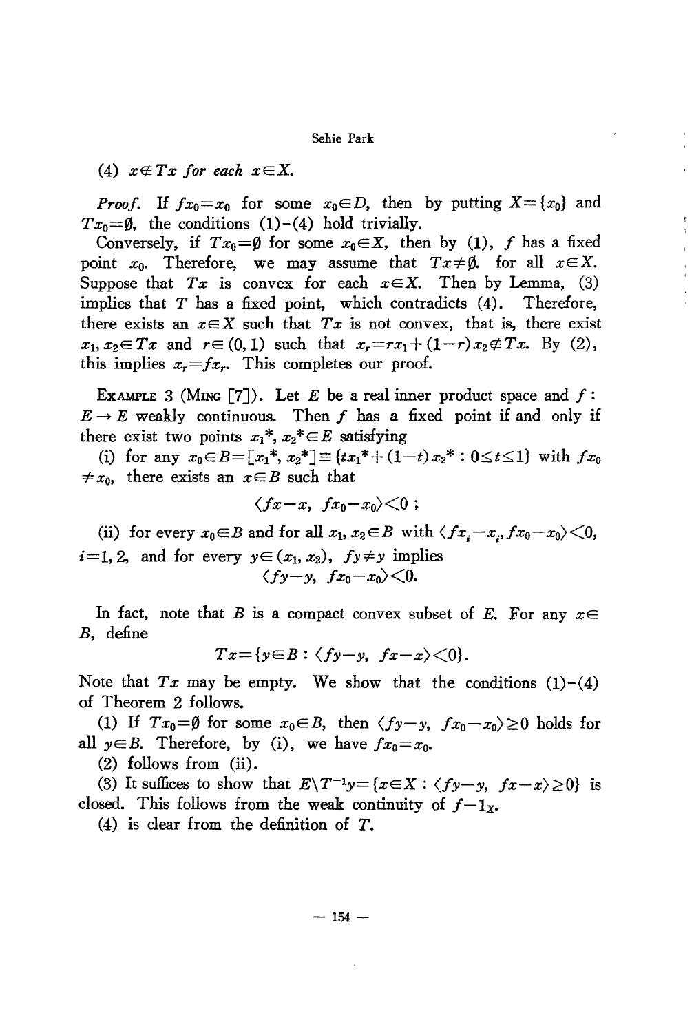(4) *$x \notin Tx$ for each $x \in X$.*

*Proof.* If $fx_0 = x_0$ for some $x_0 \in D$, then by putting $X = \{x_0\}$ and $Tx_0 = \emptyset$, the conditions (1)-(4) hold trivially.

Conversely, if $Tx_0 = \emptyset$ for some $x_0 \in X$, then by (1), $f$ has a fixed point $x_0$. Therefore, we may assume that $Tx \neq \emptyset$. for all $x \in X$. Suppose that $Tx$ is convex for each $x \in X$. Then by Lemma, (3) implies that $T$ has a fixed point, which contradicts (4). Therefore, there exists an $x \in X$ such that $Tx$ is not convex, that is, there exist $x_1, x_2 \in Tx$ and $r \in (0,1)$ such that $x_r = rx_1 + (1-r)x_2 \notin Tx$. By (2), this implies $x_r = fx_r$. This completes our proof.

EXAMPLE 3 (MING [7]). Let $E$ be a real inner product space and $f : E \to E$ weakly continuous. Then $f$ has a fixed point if and only if there exist two points $x_1^*, x_2^* \in E$ satisfying

(i) for any $x_0 \in B = [x_1^*, x_2^*] \equiv \{tx_1^* + (1-t)x_2^* : 0 \leq t \leq 1\}$ with $fx_0 \neq x_0$, there exists an $x \in B$ such that

$$\langle fx - x,\ fx_0 - x_0 \rangle < 0\ ;$$

(ii) for every $x_0 \in B$ and for all $x_1, x_2 \in B$ with $\langle fx_i - x_i, fx_0 - x_0 \rangle < 0$, $i = 1, 2$, and for every $y \in (x_1, x_2)$, $fy \neq y$ implies

$$\langle fy - y,\ fx_0 - x_0 \rangle < 0.$$

In fact, note that $B$ is a compact convex subset of $E$. For any $x \in B$, define

$$Tx = \{y \in B : \langle fy - y,\ fx - x \rangle < 0\}.$$

Note that $Tx$ may be empty. We show that the conditions (1)-(4) of Theorem 2 follows.

(1) If $Tx_0 = \emptyset$ for some $x_0 \in B$, then $\langle fy - y,\ fx_0 - x_0 \rangle \geq 0$ holds for all $y \in B$. Therefore, by (i), we have $fx_0 = x_0$.

(2) follows from (ii).

(3) It suffices to show that $E \backslash T^{-1}y = \{x \in X : \langle fy - y,\ fx - x \rangle \geq 0\}$ is closed. This follows from the weak continuity of $f - 1_X$.

(4) is clear from the definition of $T$.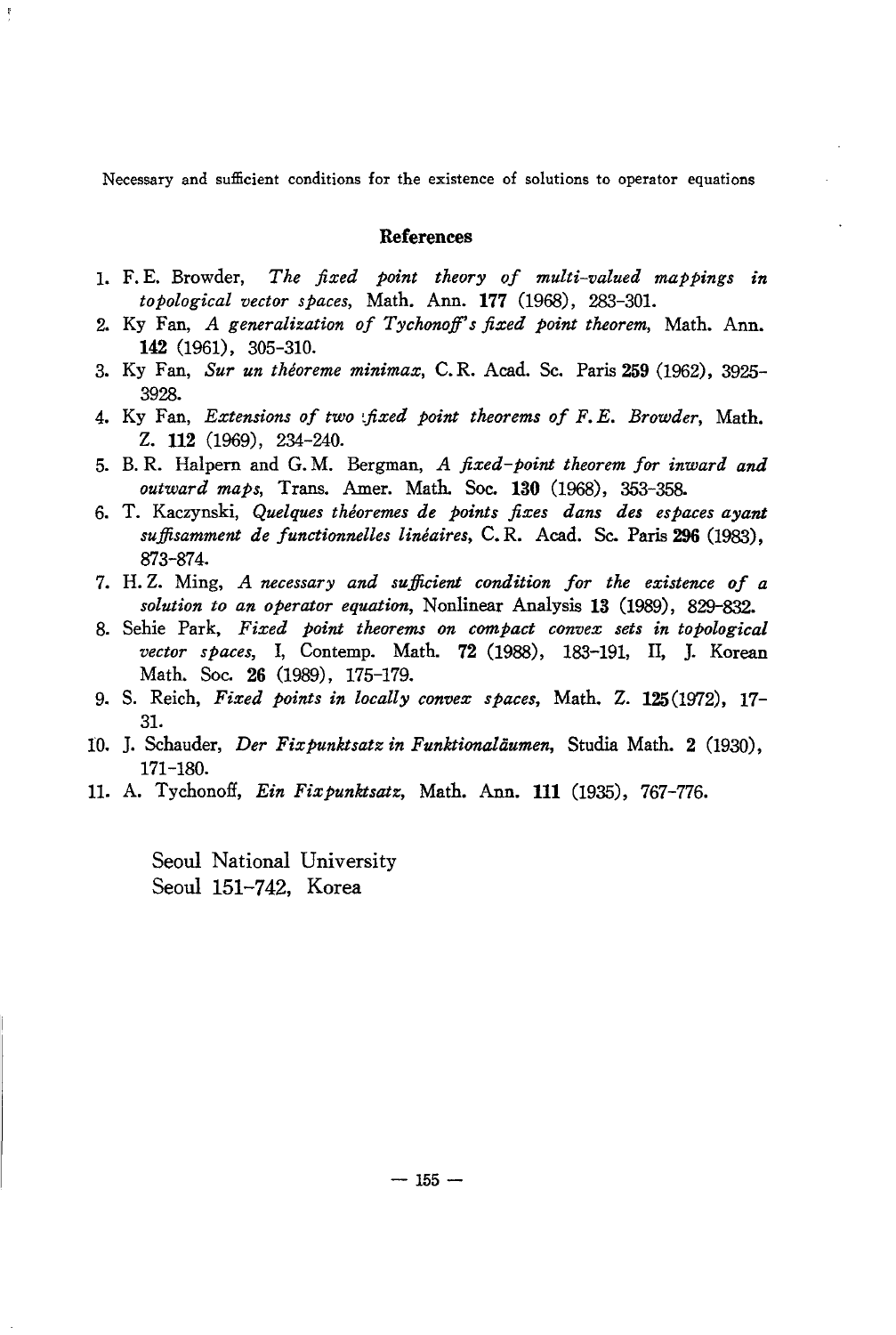## References

1. F. E. Browder, *The fixed point theory of multi-valued mappings in topological vector spaces*, Math. Ann. **177** (1968), 283-301.
2. Ky Fan, *A generalization of Tychonoff's fixed point theorem*, Math. Ann. **142** (1961), 305-310.
3. Ky Fan, *Sur un théoreme minimax*, C. R. Acad. Sc. Paris **259** (1962), 3925-3928.
4. Ky Fan, *Extensions of two fixed point theorems of F. E. Browder*, Math. Z. **112** (1969), 234-240.
5. B. R. Halpern and G. M. Bergman, *A fixed-point theorem for inward and outward maps*, Trans. Amer. Math. Soc. **130** (1968), 353-358.
6. T. Kaczynski, *Quelques théoremes de points fixes dans des espaces ayant suffisamment de functionnelles linéaires*, C. R. Acad. Sc. Paris **296** (1983), 873-874.
7. H. Z. Ming, *A necessary and sufficient condition for the existence of a solution to an operator equation*, Nonlinear Analysis **13** (1989), 829-832.
8. Sehie Park, *Fixed point theorems on compact convex sets in topological vector spaces*, I, Contemp. Math. **72** (1988), 183-191, II, J. Korean Math. Soc. **26** (1989), 175-179.
9. S. Reich, *Fixed points in locally convex spaces*, Math. Z. **125** (1972), 17-31.
10. J. Schauder, *Der Fixpunktsatz in Funktionalräumen*, Studia Math. **2** (1930), 171-180.
11. A. Tychonoff, *Ein Fixpunktsatz*, Math. Ann. **111** (1935), 767-776.

Seoul National University
Seoul 151-742, Korea